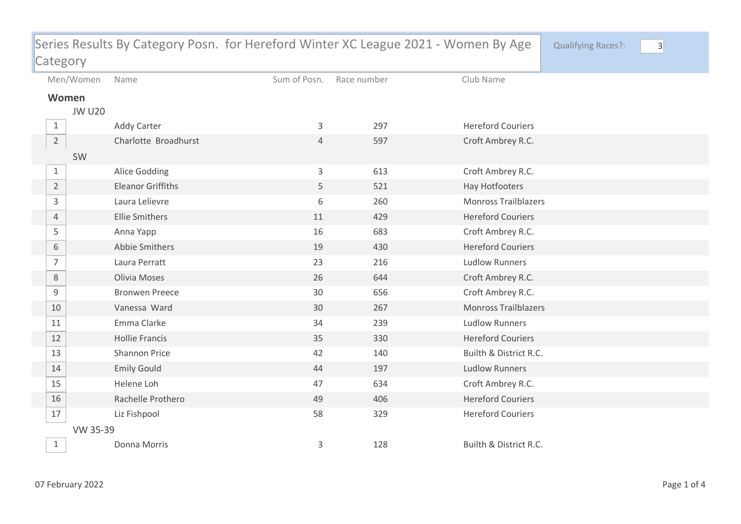# Series Results By Category Posn. for Hereford Winter XC League 2021 - Women By Age Category

Qualifying Races?: 3

| Men/Women | Name | Sum of Posn. | Race number | Club Name |
|---|---|---|---|---|
| **Women** | | | | |
| JW U20 | | | | |
| 1 | Addy Carter | 3 | 297 | Hereford Couriers |
| 2 | Charlotte Broadhurst | 4 | 597 | Croft Ambrey R.C. |
| SW | | | | |
| 1 | Alice Godding | 3 | 613 | Croft Ambrey R.C. |
| 2 | Eleanor Griffiths | 5 | 521 | Hay Hotfooters |
| 3 | Laura Lelievre | 6 | 260 | Monross Trailblazers |
| 4 | Ellie Smithers | 11 | 429 | Hereford Couriers |
| 5 | Anna Yapp | 16 | 683 | Croft Ambrey R.C. |
| 6 | Abbie Smithers | 19 | 430 | Hereford Couriers |
| 7 | Laura Perratt | 23 | 216 | Ludlow Runners |
| 8 | Olivia Moses | 26 | 644 | Croft Ambrey R.C. |
| 9 | Bronwen Preece | 30 | 656 | Croft Ambrey R.C. |
| 10 | Vanessa Ward | 30 | 267 | Monross Trailblazers |
| 11 | Emma Clarke | 34 | 239 | Ludlow Runners |
| 12 | Hollie Francis | 35 | 330 | Hereford Couriers |
| 13 | Shannon Price | 42 | 140 | Builth & District R.C. |
| 14 | Emily Gould | 44 | 197 | Ludlow Runners |
| 15 | Helene Loh | 47 | 634 | Croft Ambrey R.C. |
| 16 | Rachelle Prothero | 49 | 406 | Hereford Couriers |
| 17 | Liz Fishpool | 58 | 329 | Hereford Couriers |
| VW 35-39 | | | | |
| 1 | Donna Morris | 3 | 128 | Builth & District R.C. |

07 February 2022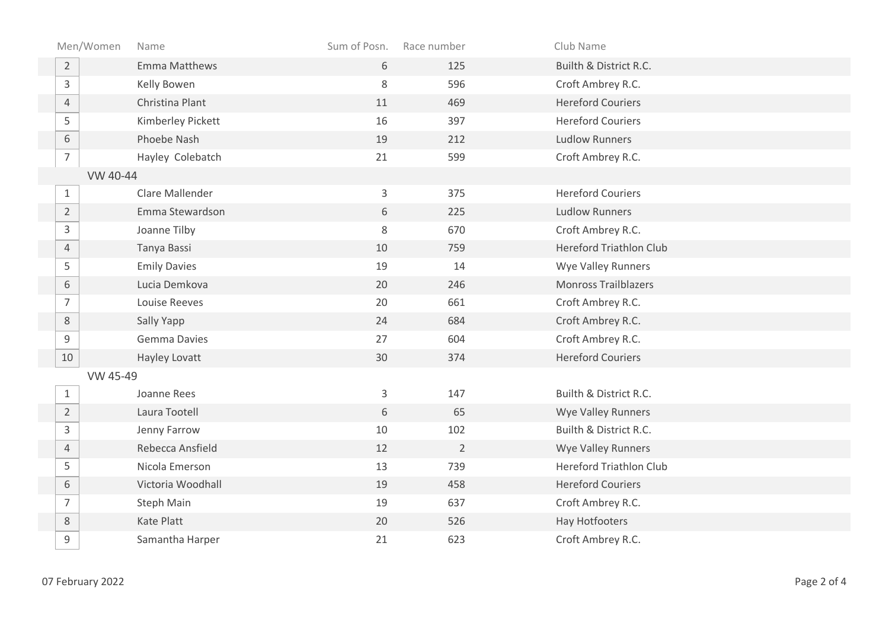| Men/Women | Name | Sum of Posn. | Race number | Club Name |
|---|---|---|---|---|
| 2 | Emma Matthews | 6 | 125 | Builth & District R.C. |
| 3 | Kelly Bowen | 8 | 596 | Croft Ambrey R.C. |
| 4 | Christina Plant | 11 | 469 | Hereford Couriers |
| 5 | Kimberley Pickett | 16 | 397 | Hereford Couriers |
| 6 | Phoebe Nash | 19 | 212 | Ludlow Runners |
| 7 | Hayley Colebatch | 21 | 599 | Croft Ambrey R.C. |
| VW 40-44 | | | | |
| 1 | Clare Mallender | 3 | 375 | Hereford Couriers |
| 2 | Emma Stewardson | 6 | 225 | Ludlow Runners |
| 3 | Joanne Tilby | 8 | 670 | Croft Ambrey R.C. |
| 4 | Tanya Bassi | 10 | 759 | Hereford Triathlon Club |
| 5 | Emily Davies | 19 | 14 | Wye Valley Runners |
| 6 | Lucia Demkova | 20 | 246 | Monross Trailblazers |
| 7 | Louise Reeves | 20 | 661 | Croft Ambrey R.C. |
| 8 | Sally Yapp | 24 | 684 | Croft Ambrey R.C. |
| 9 | Gemma Davies | 27 | 604 | Croft Ambrey R.C. |
| 10 | Hayley Lovatt | 30 | 374 | Hereford Couriers |
| VW 45-49 | | | | |
| 1 | Joanne Rees | 3 | 147 | Builth & District R.C. |
| 2 | Laura Tootell | 6 | 65 | Wye Valley Runners |
| 3 | Jenny Farrow | 10 | 102 | Builth & District R.C. |
| 4 | Rebecca Ansfield | 12 | 2 | Wye Valley Runners |
| 5 | Nicola Emerson | 13 | 739 | Hereford Triathlon Club |
| 6 | Victoria Woodhall | 19 | 458 | Hereford Couriers |
| 7 | Steph Main | 19 | 637 | Croft Ambrey R.C. |
| 8 | Kate Platt | 20 | 526 | Hay Hotfooters |
| 9 | Samantha Harper | 21 | 623 | Croft Ambrey R.C. |

07 February 2022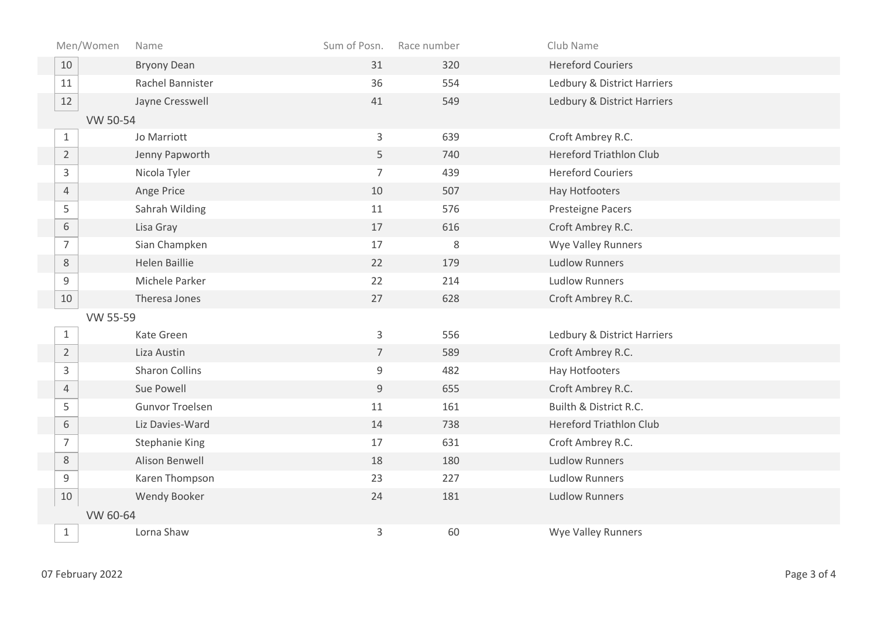| Men/Women | Name | Sum of Posn. | Race number | Club Name |
|---|---|---|---|---|
| 10 | Bryony Dean | 31 | 320 | Hereford Couriers |
| 11 | Rachel Bannister | 36 | 554 | Ledbury & District Harriers |
| 12 | Jayne Cresswell | 41 | 549 | Ledbury & District Harriers |
| VW 50-54 | | | | |
| 1 | Jo Marriott | 3 | 639 | Croft Ambrey R.C. |
| 2 | Jenny Papworth | 5 | 740 | Hereford Triathlon Club |
| 3 | Nicola Tyler | 7 | 439 | Hereford Couriers |
| 4 | Ange Price | 10 | 507 | Hay Hotfooters |
| 5 | Sahrah Wilding | 11 | 576 | Presteigne Pacers |
| 6 | Lisa Gray | 17 | 616 | Croft Ambrey R.C. |
| 7 | Sian Champken | 17 | 8 | Wye Valley Runners |
| 8 | Helen Baillie | 22 | 179 | Ludlow Runners |
| 9 | Michele Parker | 22 | 214 | Ludlow Runners |
| 10 | Theresa Jones | 27 | 628 | Croft Ambrey R.C. |
| VW 55-59 | | | | |
| 1 | Kate Green | 3 | 556 | Ledbury & District Harriers |
| 2 | Liza Austin | 7 | 589 | Croft Ambrey R.C. |
| 3 | Sharon Collins | 9 | 482 | Hay Hotfooters |
| 4 | Sue Powell | 9 | 655 | Croft Ambrey R.C. |
| 5 | Gunvor Troelsen | 11 | 161 | Builth & District R.C. |
| 6 | Liz Davies-Ward | 14 | 738 | Hereford Triathlon Club |
| 7 | Stephanie King | 17 | 631 | Croft Ambrey R.C. |
| 8 | Alison Benwell | 18 | 180 | Ludlow Runners |
| 9 | Karen Thompson | 23 | 227 | Ludlow Runners |
| 10 | Wendy Booker | 24 | 181 | Ludlow Runners |
| VW 60-64 | | | | |
| 1 | Lorna Shaw | 3 | 60 | Wye Valley Runners |

07 February 2022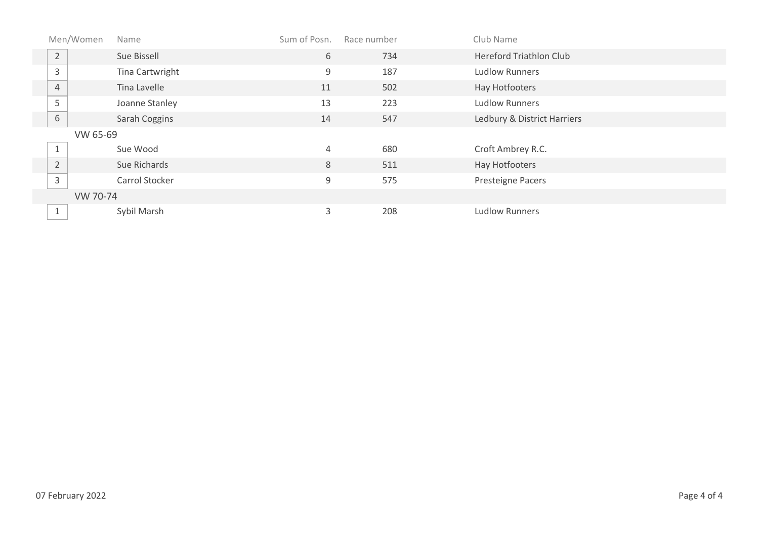| Men/Women | Name | Sum of Posn. | Race number | Club Name |
|---|---|---|---|---|
| 2 | Sue Bissell | 6 | 734 | Hereford Triathlon Club |
| 3 | Tina Cartwright | 9 | 187 | Ludlow Runners |
| 4 | Tina Lavelle | 11 | 502 | Hay Hotfooters |
| 5 | Joanne Stanley | 13 | 223 | Ludlow Runners |
| 6 | Sarah Coggins | 14 | 547 | Ledbury & District Harriers |
| VW 65-69 | | | | |
| 1 | Sue Wood | 4 | 680 | Croft Ambrey R.C. |
| 2 | Sue Richards | 8 | 511 | Hay Hotfooters |
| 3 | Carrol Stocker | 9 | 575 | Presteigne Pacers |
| VW 70-74 | | | | |
| 1 | Sybil Marsh | 3 | 208 | Ludlow Runners |

07 February 2022